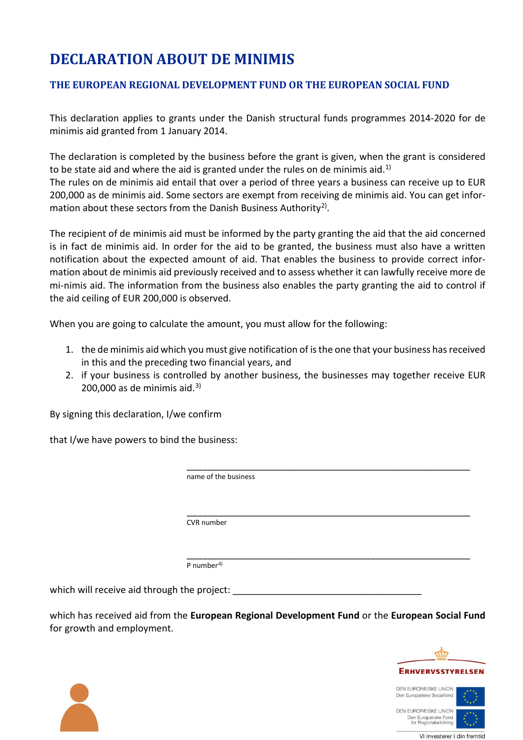# DECLARATION ABOUT DE MINIMIS

## THE EUROPEAN REGIONAL DEVELOPMENT FUND OR THE EUROPEAN SOCIAL FUND

This declaration applies to grants under the Danish structural funds programmes 2014-2020 for de minimis aid granted from 1 January 2014.

The declaration is completed by the business before the grant is given, when the grant is considered to be state aid and where the aid is granted under the rules on de minimis aid.[1)]
The rules on de minimis aid entail that over a period of three years a business can receive up to EUR 200,000 as de minimis aid. Some sectors are exempt from receiving de minimis aid. You can get information about these sectors from the Danish Business Authority[2)].

The recipient of de minimis aid must be informed by the party granting the aid that the aid concerned is in fact de minimis aid. In order for the aid to be granted, the business must also have a written notification about the expected amount of aid. That enables the business to provide correct information about de minimis aid previously received and to assess whether it can lawfully receive more de mi-nimis aid. The information from the business also enables the party granting the aid to control if the aid ceiling of EUR 200,000 is observed.

When you are going to calculate the amount, you must allow for the following:

1. the de minimis aid which you must give notification of is the one that your business has received in this and the preceding two financial years, and
2. if your business is controlled by another business, the businesses may together receive EUR 200,000 as de minimis aid.[3)]

By signing this declaration, I/we confirm

that I/we have powers to bind the business:

\_\_\_\_\_\_\_\_\_\_\_\_\_\_\_\_\_\_\_\_\_\_\_\_\_\_\_\_\_\_\_\_\_\_\_\_\_\_\_\_\_\_\_\_\_\_\_\_\_\_\_\_\_\_\_\_\_\_
name of the business

\_\_\_\_\_\_\_\_\_\_\_\_\_\_\_\_\_\_\_\_\_\_\_\_\_\_\_\_\_\_\_\_\_\_\_\_\_\_\_\_\_\_\_\_\_\_\_\_\_\_\_\_\_\_\_\_\_\_
CVR number

\_\_\_\_\_\_\_\_\_\_\_\_\_\_\_\_\_\_\_\_\_\_\_\_\_\_\_\_\_\_\_\_\_\_\_\_\_\_\_\_\_\_\_\_\_\_\_\_\_\_\_\_\_\_\_\_\_\_
P number[4)]

which will receive aid through the project: \_\_\_\_\_\_\_\_\_\_\_\_\_\_\_\_\_\_\_\_\_\_\_\_\_\_\_\_\_\_\_\_\_\_\_\_\_\_

which has received aid from the **European Regional Development Fund** or the **European Social Fund** for growth and employment.

ERHVERVSSTYRELSEN

DEN EUROPÆISKE UNION
Den Europæiske Socialfond

DEN EUROPÆISKE UNION
Den Europæiske Fond for Regionaludvikling

Vi investerer i din fremtid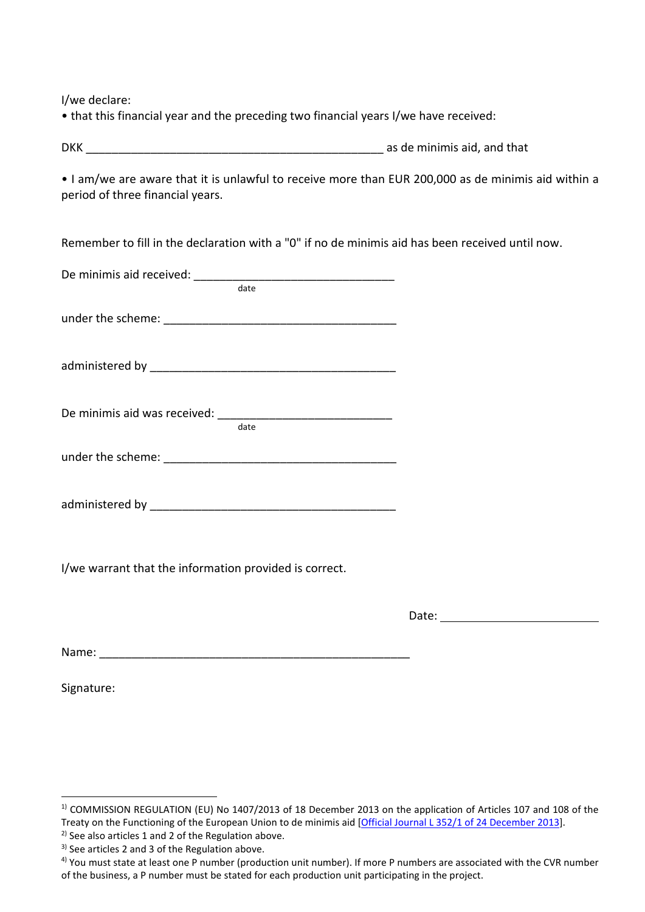I/we declare:

• that this financial year and the preceding two financial years I/we have received:

DKK _______________________________________________ as de minimis aid, and that

• I am/we are aware that it is unlawful to receive more than EUR 200,000 as de minimis aid within a period of three financial years.

Remember to fill in the declaration with a "0" if no de minimis aid has been received until now.

De minimis aid received: _______________________________
date

under the scheme: ____________________________________

administered by _______________________________________

De minimis aid was received: ___________________________
date

under the scheme: ____________________________________

administered by _______________________________________

I/we warrant that the information provided is correct.

Date: ________________________

Name: ________________________________________________

Signature:

---

[1] COMMISSION REGULATION (EU) No 1407/2013 of 18 December 2013 on the application of Articles 107 and 108 of the Treaty on the Functioning of the European Union to de minimis aid [Official Journal L 352/1 of 24 December 2013].

[2] See also articles 1 and 2 of the Regulation above.

[3] See articles 2 and 3 of the Regulation above.

[4] You must state at least one P number (production unit number). If more P numbers are associated with the CVR number of the business, a P number must be stated for each production unit participating in the project.